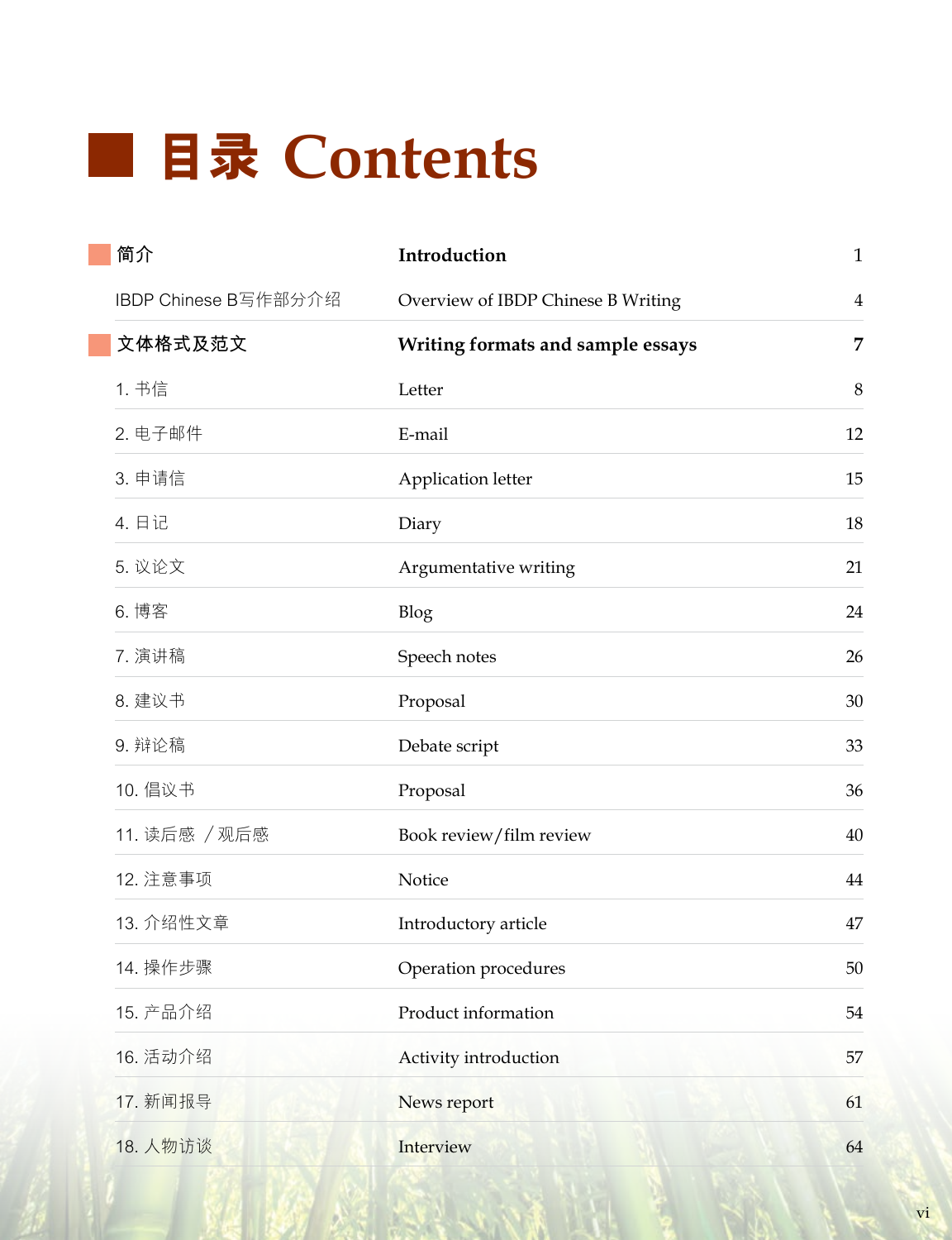# 目录 Contents

| | | |
|---|---|---|
| **简介** | **Introduction** | 1 |
| IBDP Chinese B写作部分介绍 | Overview of IBDP Chinese B Writing | 4 |
| **文体格式及范文** | **Writing formats and sample essays** | **7** |
| 1. 书信 | Letter | 8 |
| 2. 电子邮件 | E-mail | 12 |
| 3. 申请信 | Application letter | 15 |
| 4. 日记 | Diary | 18 |
| 5. 议论文 | Argumentative writing | 21 |
| 6. 博客 | Blog | 24 |
| 7. 演讲稿 | Speech notes | 26 |
| 8. 建议书 | Proposal | 30 |
| 9. 辩论稿 | Debate script | 33 |
| 10. 倡议书 | Proposal | 36 |
| 11. 读后感 ／观后感 | Book review/film review | 40 |
| 12. 注意事项 | Notice | 44 |
| 13. 介绍性文章 | Introductory article | 47 |
| 14. 操作步骤 | Operation procedures | 50 |
| 15. 产品介绍 | Product information | 54 |
| 16. 活动介绍 | Activity introduction | 57 |
| 17. 新闻报导 | News report | 61 |
| 18. 人物访谈 | Interview | 64 |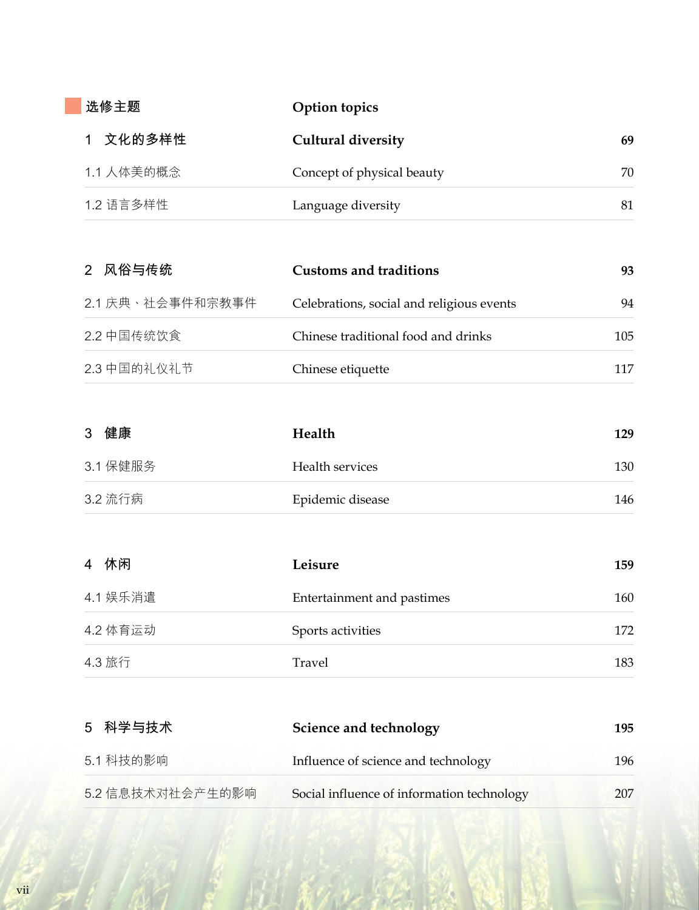## 选修主题 | Option topics

| | | |
|---|---|---|
| **1 文化的多样性** | **Cultural diversity** | **69** |
| 1.1 人体美的概念 | Concept of physical beauty | 70 |
| 1.2 语言多样性 | Language diversity | 81 |
| **2 风俗与传统** | **Customs and traditions** | **93** |
| 2.1 庆典、社会事件和宗教事件 | Celebrations, social and religious events | 94 |
| 2.2 中国传统饮食 | Chinese traditional food and drinks | 105 |
| 2.3 中国的礼仪礼节 | Chinese etiquette | 117 |
| **3 健康** | **Health** | **129** |
| 3.1 保健服务 | Health services | 130 |
| 3.2 流行病 | Epidemic disease | 146 |
| **4 休闲** | **Leisure** | **159** |
| 4.1 娱乐消遣 | Entertainment and pastimes | 160 |
| 4.2 体育运动 | Sports activities | 172 |
| 4.3 旅行 | Travel | 183 |
| **5 科学与技术** | **Science and technology** | **195** |
| 5.1 科技的影响 | Influence of science and technology | 196 |
| 5.2 信息技术对社会产生的影响 | Social influence of information technology | 207 |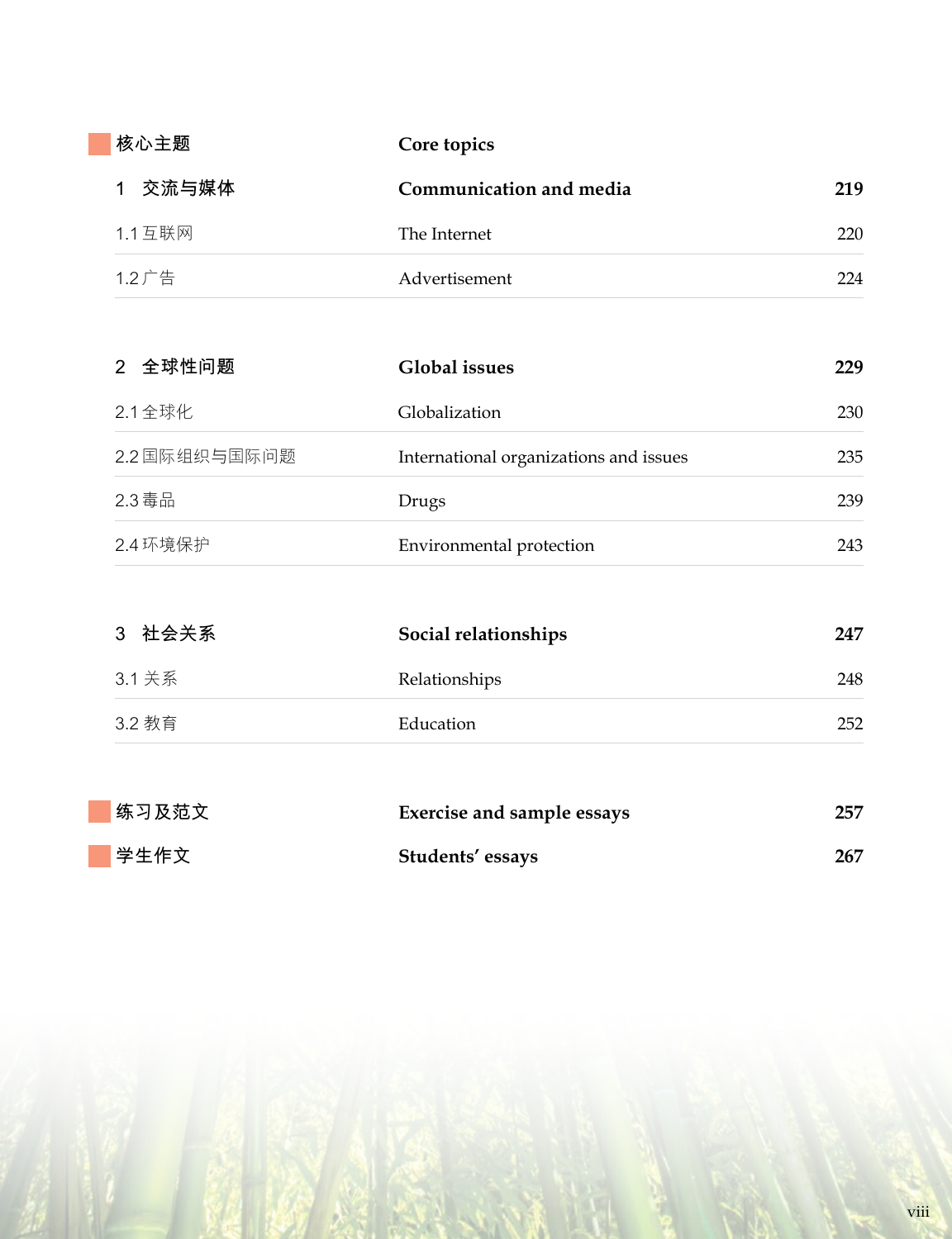## 核心主题 — Core topics

| | | |
|---|---|---|
| **1 交流与媒体** | **Communication and media** | **219** |
| 1.1 互联网 | The Internet | 220 |
| 1.2 广告 | Advertisement | 224 |

| | | |
|---|---|---|
| **2 全球性问题** | **Global issues** | **229** |
| 2.1 全球化 | Globalization | 230 |
| 2.2 国际组织与国际问题 | International organizations and issues | 235 |
| 2.3 毒品 | Drugs | 239 |
| 2.4 环境保护 | Environmental protection | 243 |

| | | |
|---|---|---|
| **3 社会关系** | **Social relationships** | **247** |
| 3.1 关系 | Relationships | 248 |
| 3.2 教育 | Education | 252 |

| | | |
|---|---|---|
| **练习及范文** | **Exercise and sample essays** | **257** |
| **学生作文** | **Students' essays** | **267** |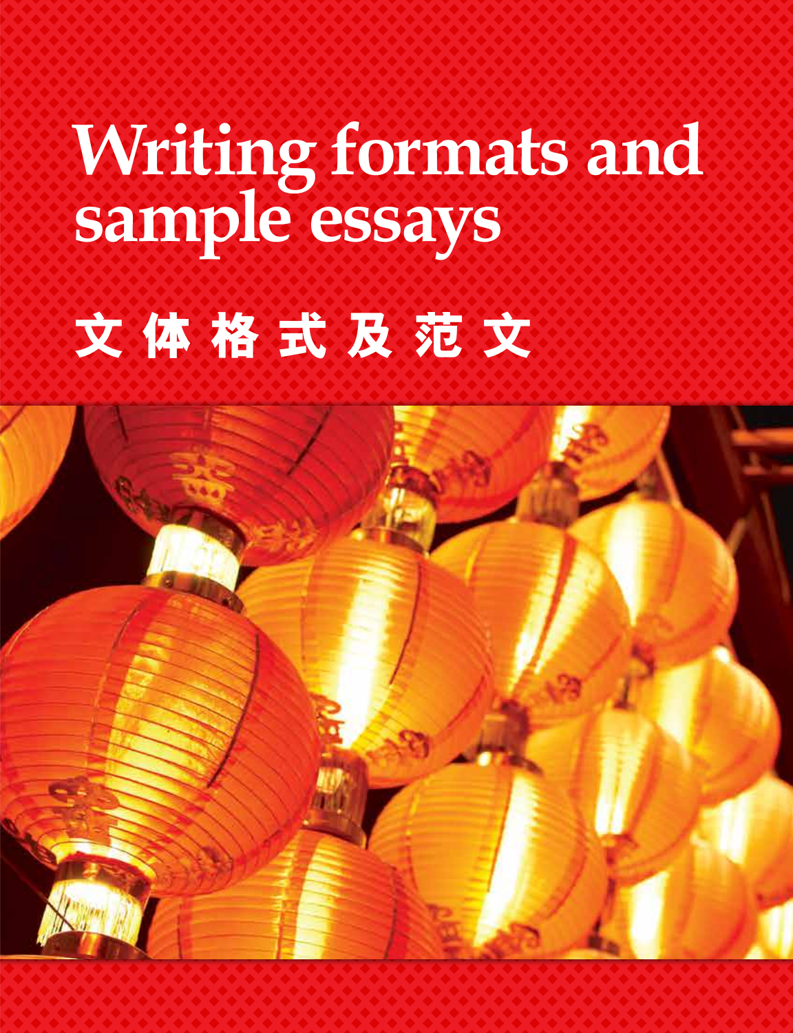# Writing formats and sample essays

# 文 体 格 式 及 范 文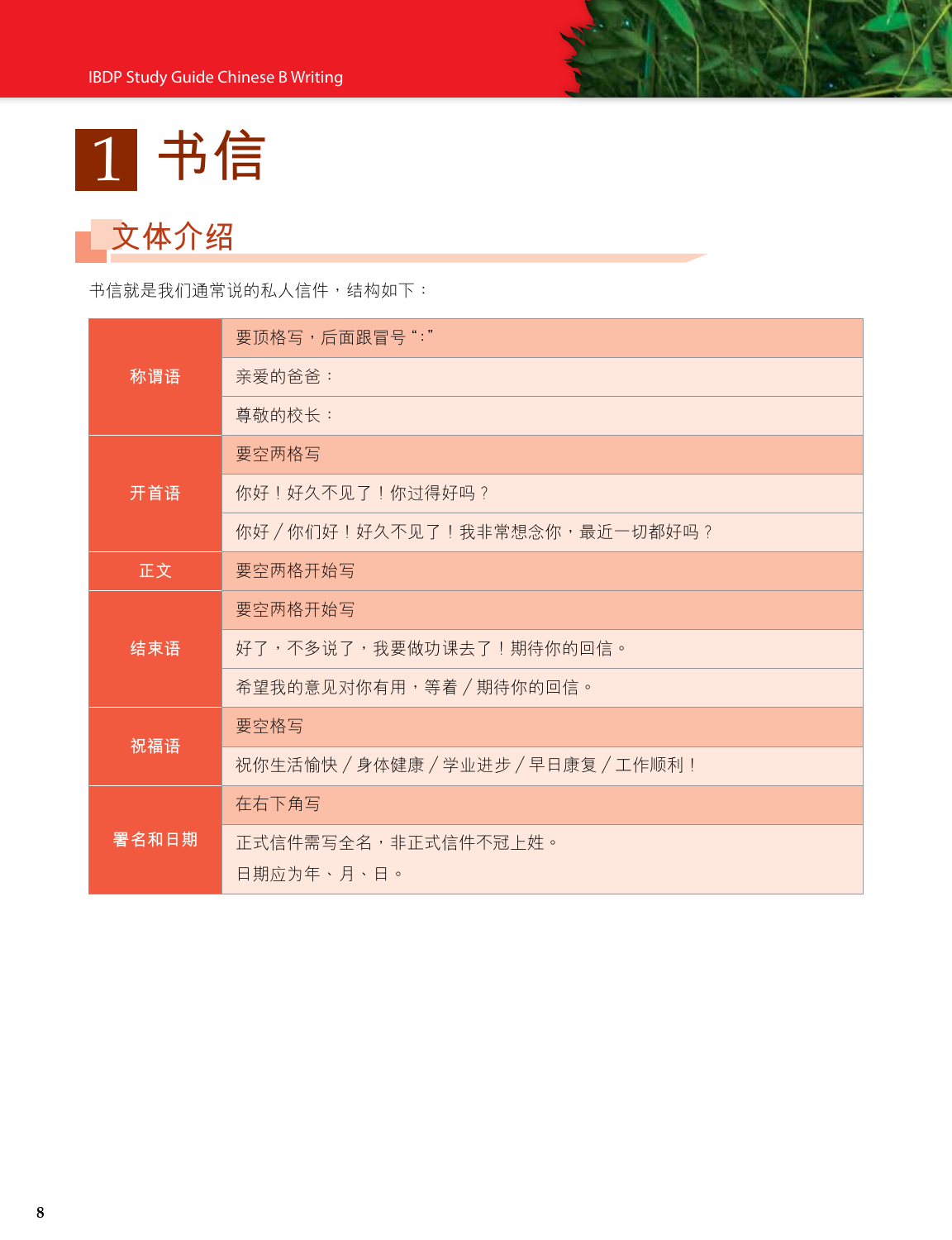# 1 书信

## 文体介绍

书信就是我们通常说的私人信件，结构如下：

| | |
|---|---|
| 称谓语 | 要顶格写，后面跟冒号“:” |
| | 亲爱的爸爸： |
| | 尊敬的校长： |
| 开首语 | 要空两格写 |
| | 你好！好久不见了！你过得好吗？ |
| | 你好 / 你们好！好久不见了！我非常想念你，最近一切都好吗？ |
| 正文 | 要空两格开始写 |
| 结束语 | 要空两格开始写 |
| | 好了，不多说了，我要做功课去了！期待你的回信。 |
| | 希望我的意见对你有用，等着 / 期待你的回信。 |
| 祝福语 | 要空格写 |
| | 祝你生活愉快 / 身体健康 / 学业进步 / 早日康复 / 工作顺利！ |
| 署名和日期 | 在右下角写 |
| | 正式信件需写全名，非正式信件不冠上姓。<br>日期应为年、月、日。 |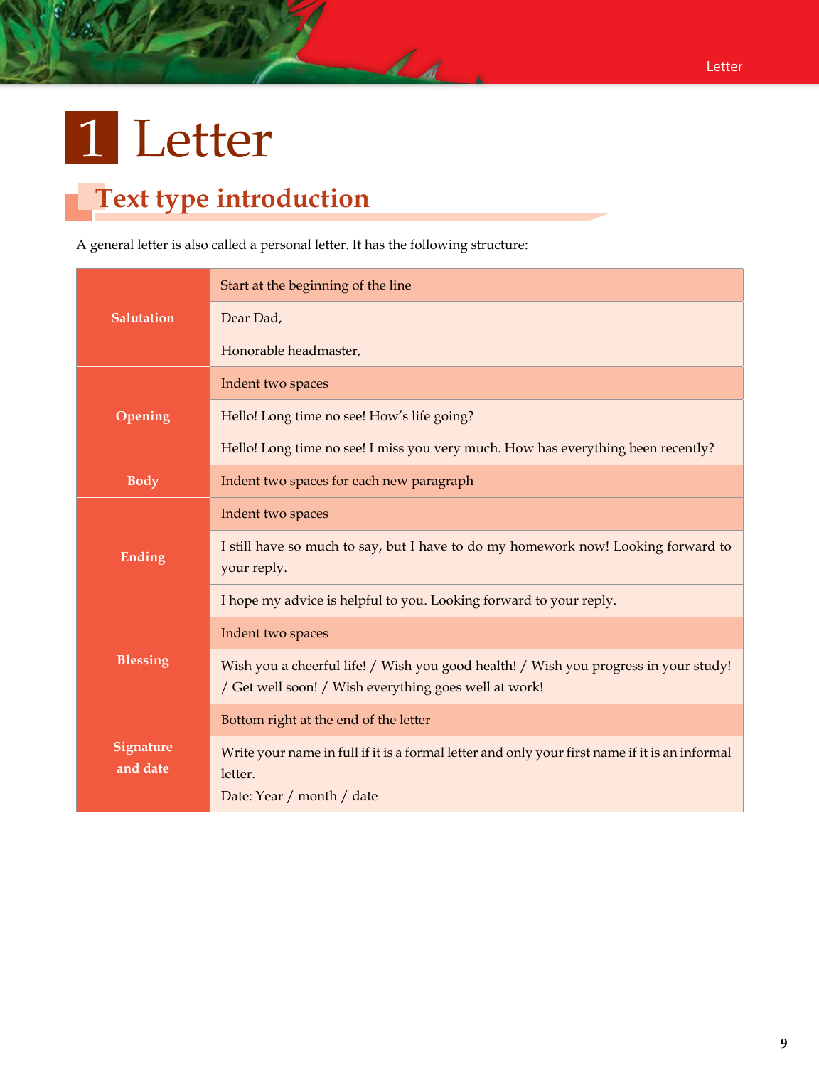# 1 Letter

## Text type introduction

A general letter is also called a personal letter. It has the following structure:

| | |
|---|---|
| **Salutation** | Start at the beginning of the line |
| | Dear Dad, |
| | Honorable headmaster, |
| **Opening** | Indent two spaces |
| | Hello! Long time no see! How's life going? |
| | Hello! Long time no see! I miss you very much. How has everything been recently? |
| **Body** | Indent two spaces for each new paragraph |
| **Ending** | Indent two spaces |
| | I still have so much to say, but I have to do my homework now! Looking forward to your reply. |
| | I hope my advice is helpful to you. Looking forward to your reply. |
| **Blessing** | Indent two spaces |
| | Wish you a cheerful life! / Wish you good health! / Wish you progress in your study! / Get well soon! / Wish everything goes well at work! |
| **Signature and date** | Bottom right at the end of the letter |
| | Write your name in full if it is a formal letter and only your first name if it is an informal letter.<br>Date: Year / month / date |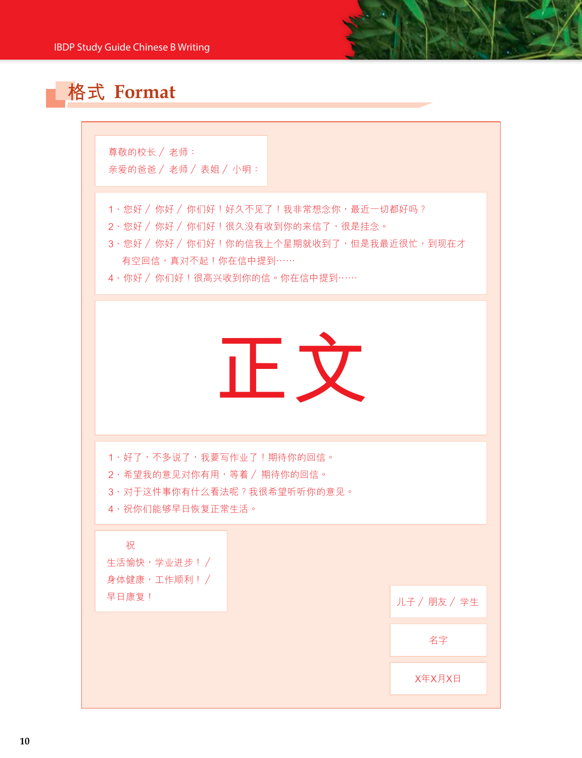## 格式 Format

尊敬的校长 / 老师：
亲爱的爸爸 / 老师 / 表姐 / 小明：

1、您好 / 你好 / 你们好！好久不见了！我非常想念你，最近一切都好吗？
2、您好 / 你好 / 你们好！很久没有收到你的来信了，很是挂念。
3、您好 / 你好 / 你们好！你的信我上个星期就收到了，但是我最近很忙，到现在才有空回信，真对不起！你在信中提到……
4、你好 / 你们好！很高兴收到你的信。你在信中提到……

# 正文

1、好了，不多说了，我要写作业了！期待你的回信。
2、希望我的意见对你有用，等着 / 期待你的回信。
3、对于这件事你有什么看法呢？我很希望听听你的意见。
4、祝你们能够早日恢复正常生活。

祝
生活愉快，学业进步！/
身体健康，工作顺利！/
早日康复！

儿子 / 朋友 / 学生

名字

X年X月X日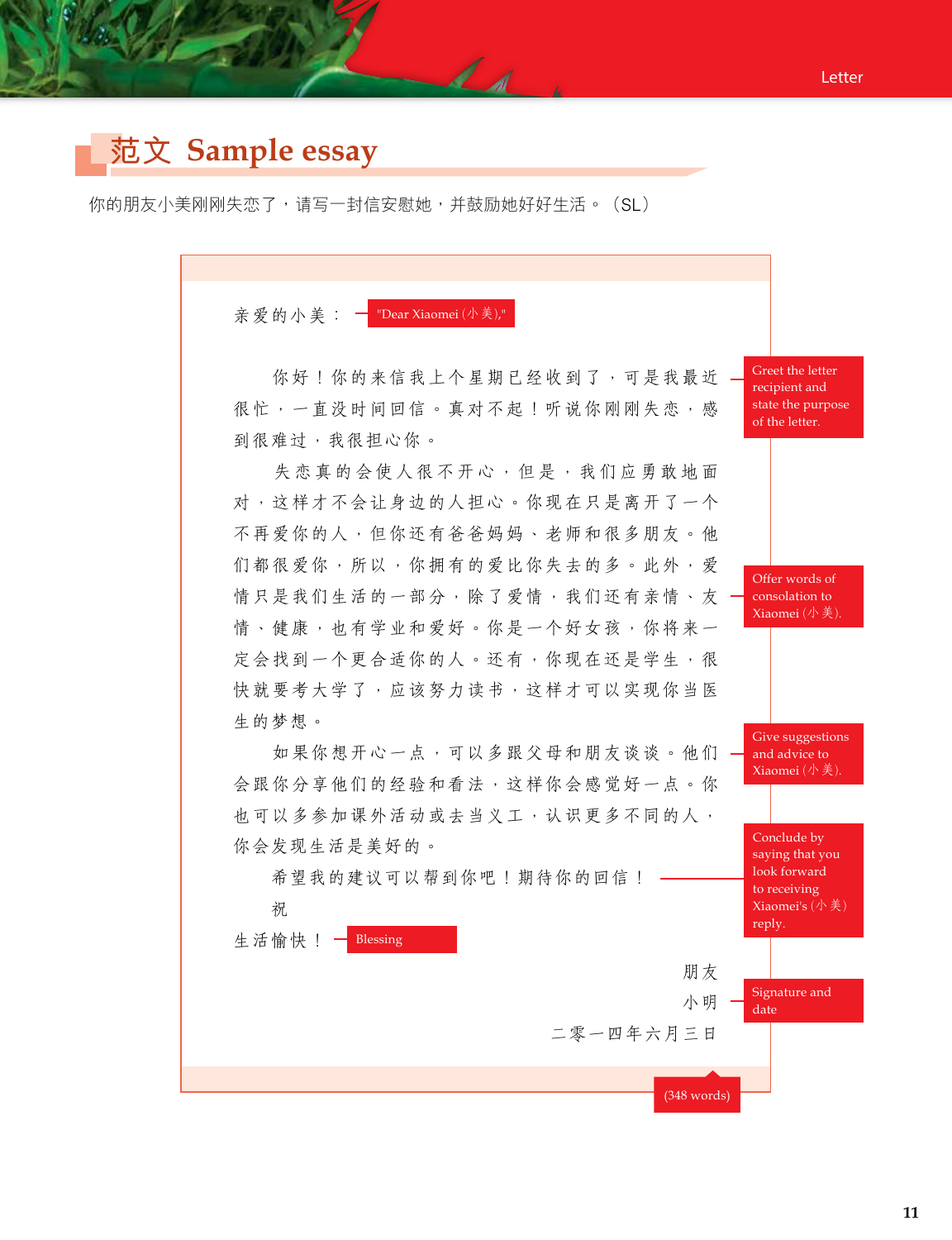## 范文 Sample essay

你的朋友小美刚刚失恋了，请写一封信安慰她，并鼓励她好好生活。（SL）

亲爱的小美：

"Dear Xiaomei (小美),"

你好！你的来信我上个星期已经收到了，可是我最近很忙，一直没时间回信。真对不起！听说你刚刚失恋，感到很难过，我很担心你。

Greet the letter recipient and state the purpose of the letter.

失恋真的会使人很不开心，但是，我们应勇敢地面对，这样才不会让身边的人担心。你现在只是离开了一个不再爱你的人，但你还有爸爸妈妈、老师和很多朋友。他们都很爱你，所以，你拥有的爱比你失去的多。此外，爱情只是我们生活的一部分，除了爱情，我们还有亲情、友情、健康，也有学业和爱好。你是一个好女孩，你将来一定会找到一个更合适你的人。还有，你现在还是学生，很快就要考大学了，应该努力读书，这样才可以实现你当医生的梦想。

Offer words of consolation to Xiaomei (小美).

如果你想开心一点，可以多跟父母和朋友谈谈。他们会跟你分享他们的经验和看法，这样你会感觉好一点。你也可以多参加课外活动或去当义工，认识更多不同的人，你会发现生活是美好的。

Give suggestions and advice to Xiaomei (小美).

希望我的建议可以帮到你吧！期待你的回信！

Conclude by saying that you look forward to receiving Xiaomei's (小美) reply.

祝

生活愉快！

Blessing

朋友

小明

二零一四年六月三日

Signature and date

(348 words)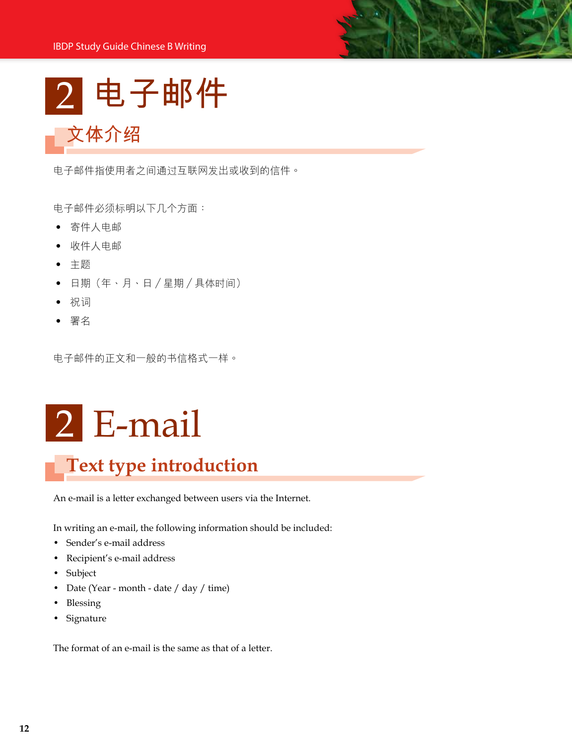# 2 电子邮件

## 文体介绍

电子邮件指使用者之间通过互联网发出或收到的信件。

电子邮件必须标明以下几个方面：

- 寄件人电邮
- 收件人电邮
- 主题
- 日期（年、月、日 / 星期 / 具体时间）
- 祝词
- 署名

电子邮件的正文和一般的书信格式一样。

# 2 E-mail

## Text type introduction

An e-mail is a letter exchanged between users via the Internet.

In writing an e-mail, the following information should be included:

- Sender's e-mail address
- Recipient's e-mail address
- Subject
- Date (Year - month - date / day / time)
- Blessing
- Signature

The format of an e-mail is the same as that of a letter.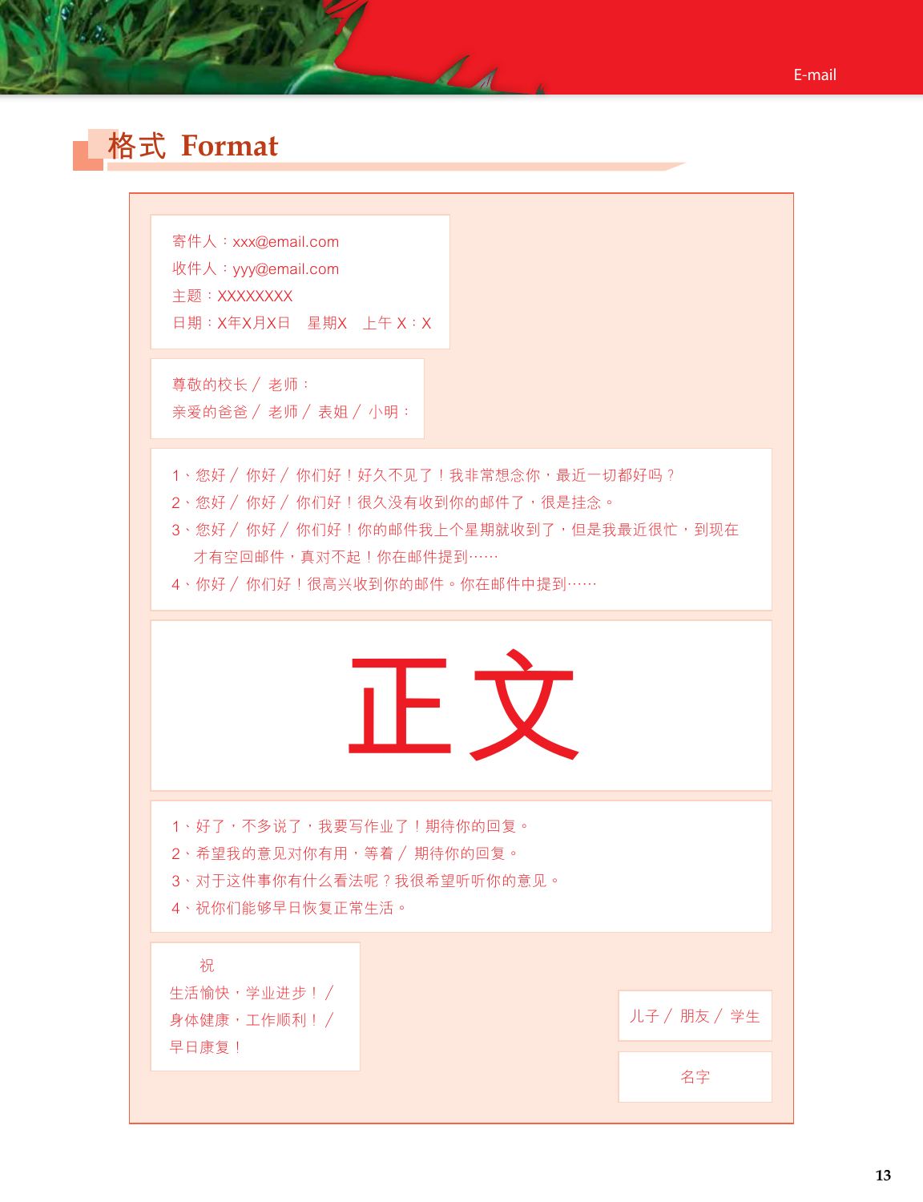## 格式 Format

寄件人：xxx@email.com
收件人：yyy@email.com
主题：XXXXXXXX
日期：X年X月X日　星期X　上午 X：X

尊敬的校长 / 老师：
亲爱的爸爸 / 老师 / 表姐 / 小明：

1、您好 / 你好 / 你们好！好久不见了！我非常想念你，最近一切都好吗？
2、您好 / 你好 / 你们好！很久没有收到你的邮件了，很是挂念。
3、您好 / 你好 / 你们好！你的邮件我上个星期就收到了，但是我最近很忙，到现在才有空回邮件，真对不起！你在邮件提到……
4、你好 / 你们好！很高兴收到你的邮件。你在邮件中提到……

# 正文

1、好了，不多说了，我要写作业了！期待你的回复。
2、希望我的意见对你有用，等着 / 期待你的回复。
3、对于这件事你有什么看法呢？我很希望听听你的意见。
4、祝你们能够早日恢复正常生活。

祝
生活愉快，学业进步！/
身体健康，工作顺利！/
早日康复！

儿子 / 朋友 / 学生

名字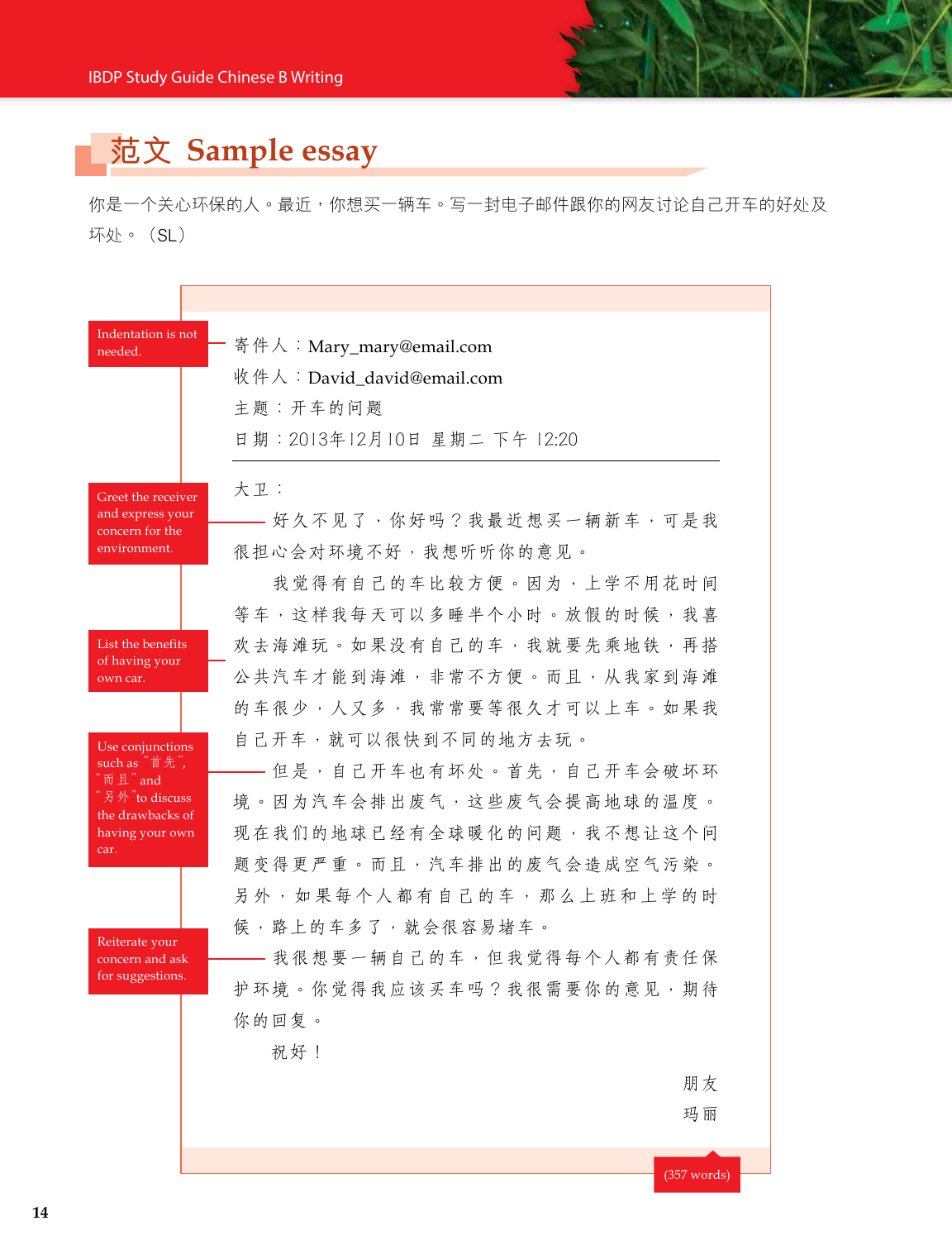## 范文 Sample essay

你是一个关心环保的人。最近，你想买一辆车。写一封电子邮件跟你的网友讨论自己开车的好处及坏处。（SL）

> Indentation is not needed.

寄件人：Mary_mary@email.com

收件人：David_david@email.com

主题：开车的问题

日期：2013年12月10日 星期二 下午 12:20

---

大卫：

> Greet the receiver and express your concern for the environment.

好久不见了，你好吗？我最近想买一辆新车，可是我很担心会对环境不好，我想听听你的意见。

> List the benefits of having your own car.

我觉得有自己的车比较方便。因为，上学不用花时间等车，这样我每天可以多睡半个小时。放假的时候，我喜欢去海滩玩。如果没有自己的车，我就要先乘地铁，再搭公共汽车才能到海滩，非常不方便。而且，从我家到海滩的车很少，人又多，我常常要等很久才可以上车。如果我自己开车，就可以很快到不同的地方去玩。

> Use conjunctions such as "首先", "而且" and "另外" to discuss the drawbacks of having your own car.

但是，自己开车也有坏处。首先，自己开车会破坏环境。因为汽车会排出废气，这些废气会提高地球的温度。现在我们的地球已经有全球暖化的问题，我不想让这个问题变得更严重。而且，汽车排出的废气会造成空气污染。另外，如果每个人都有自己的车，那么上班和上学的时候，路上的车多了，就会很容易堵车。

> Reiterate your concern and ask for suggestions.

我很想要一辆自己的车，但我觉得每个人都有责任保护环境。你觉得我应该买车吗？我很需要你的意见，期待你的回复。

祝好！

朋友

玛丽

(357 words)